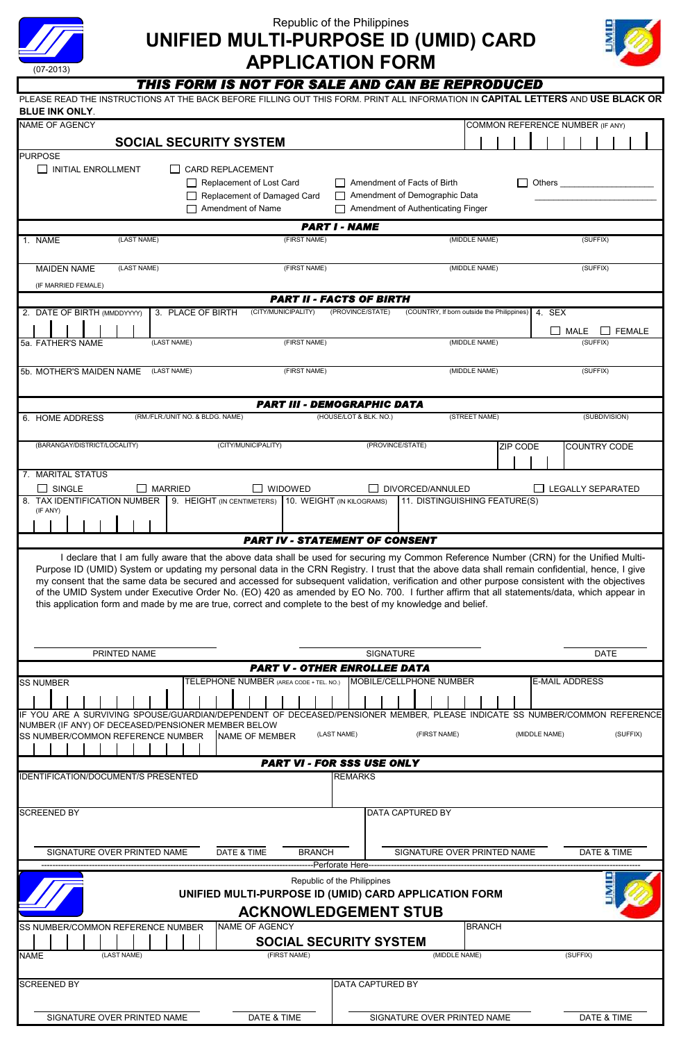Republic of the Philippines

# UNIFIED MULTI-PURPOSE ID (UMID) CARD APPLICATION FORM

(07-2013)

***THIS FORM IS NOT FOR SALE AND CAN BE REPRODUCED***

PLEASE READ THE INSTRUCTIONS AT THE BACK BEFORE FILLING OUT THIS FORM. PRINT ALL INFORMATION IN **CAPITAL LETTERS** AND **USE BLACK OR BLUE INK ONLY**.

| NAME OF AGENCY | COMMON REFERENCE NUMBER (IF ANY) |
|---|---|
| **SOCIAL SECURITY SYSTEM** | |

PURPOSE

- ☐ INITIAL ENROLLMENT
- ☐ CARD REPLACEMENT
  - ☐ Replacement of Lost Card
  - ☐ Replacement of Damaged Card
  - ☐ Amendment of Name
  - ☐ Amendment of Facts of Birth
  - ☐ Amendment of Demographic Data
  - ☐ Amendment of Authenticating Finger
- ☐ Others ____________________

## PART I - NAME

| 1. NAME | (LAST NAME) | (FIRST NAME) | (MIDDLE NAME) | (SUFFIX) |
|---|---|---|---|---|
| | | | | |
| MAIDEN NAME (IF MARRIED FEMALE) | (LAST NAME) | (FIRST NAME) | (MIDDLE NAME) | (SUFFIX) |
| | | | | |

## PART II - FACTS OF BIRTH

| 2. DATE OF BIRTH (MMDDYYYY) | 3. PLACE OF BIRTH (CITY/MUNICIPALITY) | (PROVINCE/STATE) | (COUNTRY, If born outside the Philippines) | 4. SEX |
|---|---|---|---|---|
| | | | | ☐ MALE ☐ FEMALE |

| 5a. FATHER'S NAME | (LAST NAME) | (FIRST NAME) | (MIDDLE NAME) | (SUFFIX) |
|---|---|---|---|---|
| | | | | |
| 5b. MOTHER'S MAIDEN NAME | (LAST NAME) | (FIRST NAME) | (MIDDLE NAME) | (SUFFIX) |
| | | | | |

## PART III - DEMOGRAPHIC DATA

| 6. HOME ADDRESS (RM./FLR./UNIT NO. & BLDG. NAME) | (HOUSE/LOT & BLK. NO.) | (STREET NAME) | (SUBDIVISION) | |
|---|---|---|---|---|
| | | | | |
| (BARANGAY/DISTRICT/LOCALITY) | (CITY/MUNICIPALITY) | (PROVINCE/STATE) | ZIP CODE | COUNTRY CODE |
| | | | | |

7. MARITAL STATUS

☐ SINGLE ☐ MARRIED ☐ WIDOWED ☐ DIVORCED/ANNULED ☐ LEGALLY SEPARATED

| 8. TAX IDENTIFICATION NUMBER (IF ANY) | 9. HEIGHT (IN CENTIMETERS) | 10. WEIGHT (IN KILOGRAMS) | 11. DISTINGUISHING FEATURE(S) |
|---|---|---|---|
| | | | |

## PART IV - STATEMENT OF CONSENT

I declare that I am fully aware that the above data shall be used for securing my Common Reference Number (CRN) for the Unified Multi-Purpose ID (UMID) System or updating my personal data in the CRN Registry. I trust that the above data shall remain confidential, hence, I give my consent that the same data be secured and accessed for subsequent validation, verification and other purpose consistent with the objectives of the UMID System under Executive Order No. (EO) 420 as amended by EO No. 700. I further affirm that all statements/data, which appear in this application form and made by me are true, correct and complete to the best of my knowledge and belief.

| PRINTED NAME | SIGNATURE | DATE |
|---|---|---|
| | | |

## PART V - OTHER ENROLLEE DATA

| SS NUMBER | TELEPHONE NUMBER (AREA CODE + TEL. NO.) | MOBILE/CELLPHONE NUMBER | E-MAIL ADDRESS |
|---|---|---|---|
| | | | |

IF YOU ARE A SURVIVING SPOUSE/GUARDIAN/DEPENDENT OF DECEASED/PENSIONER MEMBER, PLEASE INDICATE SS NUMBER/COMMON REFERENCE NUMBER (IF ANY) OF DECEASED/PENSIONER MEMBER BELOW

| SS NUMBER/COMMON REFERENCE NUMBER | NAME OF MEMBER (LAST NAME) | (FIRST NAME) | (MIDDLE NAME) | (SUFFIX) |
|---|---|---|---|---|
| | | | | |

## PART VI - FOR SSS USE ONLY

| IDENTIFICATION/DOCUMENT/S PRESENTED | REMARKS |
|---|---|
| | |

| SCREENED BY | | | DATA CAPTURED BY | |
|---|---|---|---|---|
| SIGNATURE OVER PRINTED NAME | DATE & TIME | BRANCH | SIGNATURE OVER PRINTED NAME | DATE & TIME |

---Perforate Here---

Republic of the Philippines

### UNIFIED MULTI-PURPOSE ID (UMID) CARD APPLICATION FORM

## ACKNOWLEDGEMENT STUB

| SS NUMBER/COMMON REFERENCE NUMBER | NAME OF AGENCY | BRANCH |
|---|---|---|
| | **SOCIAL SECURITY SYSTEM** | |

| NAME | (LAST NAME) | (FIRST NAME) | (MIDDLE NAME) | (SUFFIX) |
|---|---|---|---|---|
| | | | | |

| SCREENED BY | | DATA CAPTURED BY | |
|---|---|---|---|
| SIGNATURE OVER PRINTED NAME | DATE & TIME | SIGNATURE OVER PRINTED NAME | DATE & TIME |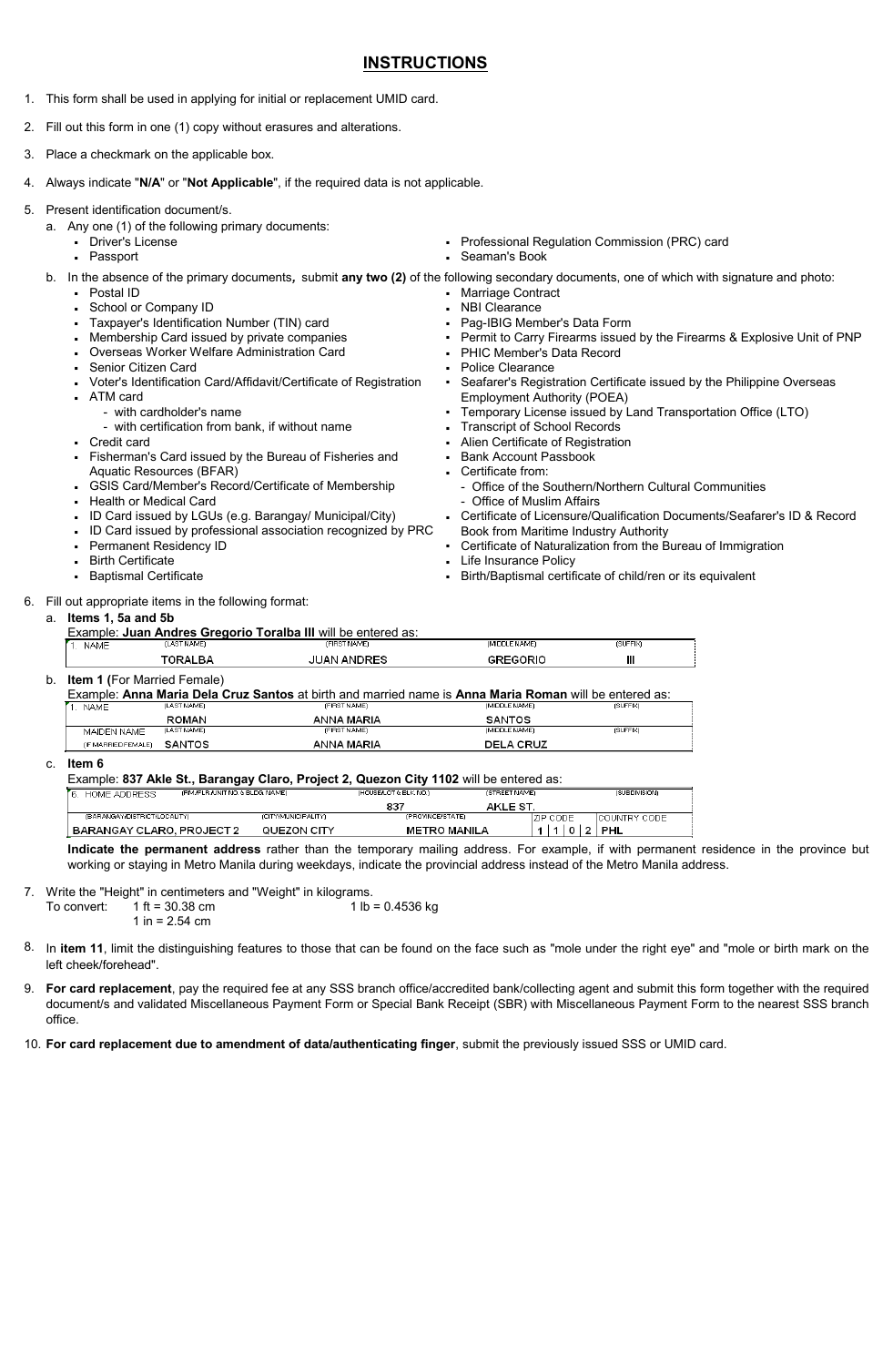## INSTRUCTIONS

1. This form shall be used in applying for initial or replacement UMID card.

2. Fill out this form in one (1) copy without erasures and alterations.

3. Place a checkmark on the applicable box.

4. Always indicate "**N/A**" or "**Not Applicable**", if the required data is not applicable.

5. Present identification document/s.
   a. Any one (1) of the following primary documents:
      - Driver's License
      - Passport
      - Professional Regulation Commission (PRC) card
      - Seaman's Book

   b. In the absence of the primary documents, submit **any two (2)** of the following secondary documents, one of which with signature and photo:
      - Postal ID
      - School or Company ID
      - Taxpayer's Identification Number (TIN) card
      - Membership Card issued by private companies
      - Overseas Worker Welfare Administration Card
      - Senior Citizen Card
      - Voter's Identification Card/Affidavit/Certificate of Registration
      - ATM card
        - with cardholder's name
        - with certification from bank, if without name
      - Credit card
      - Fisherman's Card issued by the Bureau of Fisheries and Aquatic Resources (BFAR)
      - GSIS Card/Member's Record/Certificate of Membership
      - Health or Medical Card
      - ID Card issued by LGUs (e.g. Barangay/ Municipal/City)
      - ID Card issued by professional association recognized by PRC
      - Permanent Residency ID
      - Birth Certificate
      - Baptismal Certificate
      - Marriage Contract
      - NBI Clearance
      - Pag-IBIG Member's Data Form
      - Permit to Carry Firearms issued by the Firearms & Explosive Unit of PNP
      - PHIC Member's Data Record
      - Police Clearance
      - Seafarer's Registration Certificate issued by the Philippine Overseas Employment Authority (POEA)
      - Temporary License issued by Land Transportation Office (LTO)
      - Transcript of School Records
      - Alien Certificate of Registration
      - Bank Account Passbook
      - Certificate from:
        - Office of the Southern/Northern Cultural Communities
        - Office of Muslim Affairs
      - Certificate of Licensure/Qualification Documents/Seafarer's ID & Record Book from Maritime Industry Authority
      - Certificate of Naturalization from the Bureau of Immigration
      - Life Insurance Policy
      - Birth/Baptismal certificate of child/ren or its equivalent

6. Fill out appropriate items in the following format:

   a. **Items 1, 5a and 5b**

   Example: **Juan Andres Gregorio Toralba III** will be entered as:

| 1. NAME | (LAST NAME) | (FIRST NAME) | (MIDDLE NAME) | (SUFFIX) |
|---|---|---|---|---|
| | TORALBA | JUAN ANDRES | GREGORIO | III |

   b. **Item 1 (**For Married Female)

   Example: **Anna Maria Dela Cruz Santos** at birth and married name is **Anna Maria Roman** will be entered as:

| 1. NAME | (LAST NAME) | (FIRST NAME) | (MIDDLE NAME) | (SUFFIX) |
|---|---|---|---|---|
| | ROMAN | ANNA MARIA | SANTOS | |
| MAIDEN NAME | (LAST NAME) | (FIRST NAME) | (MIDDLE NAME) | (SUFFIX) |
| (IF MARRIED FEMALE) | SANTOS | ANNA MARIA | DELA CRUZ | |

   c. **Item 6**

   Example: **837 Akle St., Barangay Claro, Project 2, Quezon City 1102** will be entered as:

| 6. HOME ADDRESS | (RM./FLR./UNIT NO. & BLDG. NAME) | (HOUSE/LOT & BLK. NO.) | (STREET NAME) | (SUBDIVISION) |
|---|---|---|---|---|
| | | 837 | AKLE ST. | |
| (BARANGAY/DISTRICT/LOCALITY) | (CITY/MUNICIPALITY) | (PROVINCE/STATE) | ZIP CODE | COUNTRY CODE |
| BARANGAY CLARO, PROJECT 2 | QUEZON CITY | METRO MANILA | 1 1 0 2 | PHL |

   **Indicate the permanent address** rather than the temporary mailing address. For example, if with permanent residence in the province but working or staying in Metro Manila during weekdays, indicate the provincial address instead of the Metro Manila address.

7. Write the "Height" in centimeters and "Weight" in kilograms.
   To convert: 1 ft = 30.38 cm 1 lb = 0.4536 kg
   1 in = 2.54 cm

8. In **item 11**, limit the distinguishing features to those that can be found on the face such as "mole under the right eye" and "mole or birth mark on the left cheek/forehead".

9. **For card replacement**, pay the required fee at any SSS branch office/accredited bank/collecting agent and submit this form together with the required document/s and validated Miscellaneous Payment Form or Special Bank Receipt (SBR) with Miscellaneous Payment Form to the nearest SSS branch office.

10. **For card replacement due to amendment of data/authenticating finger**, submit the previously issued SSS or UMID card.